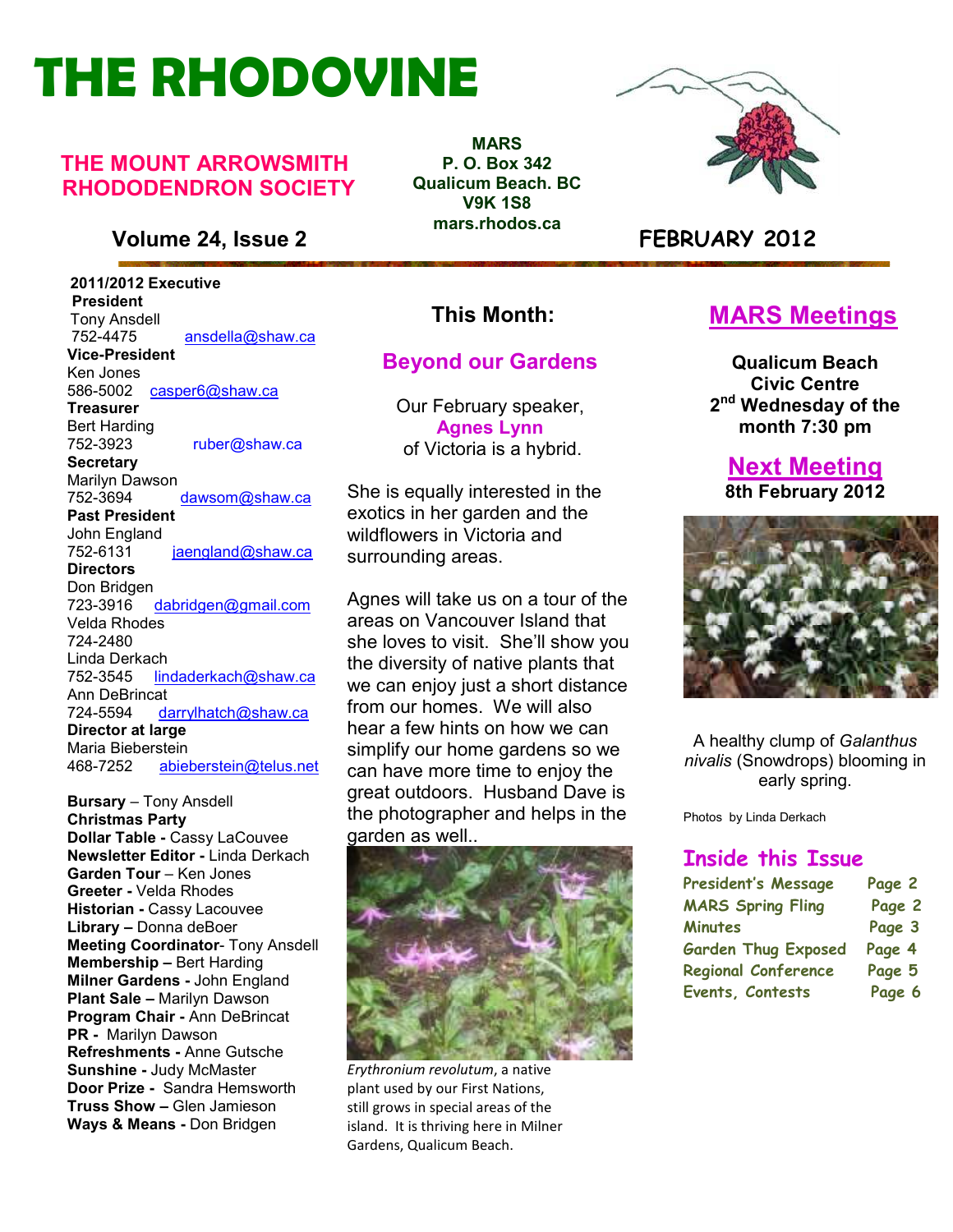# THE RHODOVINE

## THE MOUNT ARROWSMITH RHODODENDRON SOCIETY

**MARS**
**P. O. Box 342**
**Qualicum Beach. BC**
**V9K 1S8**
**mars.rhodos.ca**

**Volume 24, Issue 2** **FEBRUARY 2012**

**2011/2012 Executive**

**President**
Tony Ansdell
752-4475 ansdella@shaw.ca

**Vice-President**
Ken Jones
586-5002 casper6@shaw.ca

**Treasurer**
Bert Harding
752-3923 ruber@shaw.ca

**Secretary**
Marilyn Dawson
752-3694 dawsom@shaw.ca

**Past President**
John England
752-6131 jaengland@shaw.ca

**Directors**
Don Bridgen
723-3916 dabridgen@gmail.com
Velda Rhodes
724-2480
Linda Derkach
752-3545 lindaderkach@shaw.ca
Ann DeBrincat
724-5594 darrylhatch@shaw.ca

**Director at large**
Maria Bieberstein
468-7252 abieberstein@telus.net

**Bursary** – Tony Ansdell
**Christmas Party**
**Dollar Table -** Cassy LaCouvee
**Newsletter Editor -** Linda Derkach
**Garden Tour** – Ken Jones
**Greeter -** Velda Rhodes
**Historian -** Cassy Lacouvee
**Library –** Donna deBoer
**Meeting Coordinator**- Tony Ansdell
**Membership –** Bert Harding
**Milner Gardens -** John England
**Plant Sale –** Marilyn Dawson
**Program Chair -** Ann DeBrincat
**PR -** Marilyn Dawson
**Refreshments -** Anne Gutsche
**Sunshine -** Judy McMaster
**Door Prize -** Sandra Hemsworth
**Truss Show –** Glen Jamieson
**Ways & Means -** Don Bridgen

## This Month:

### Beyond our Gardens

Our February speaker, **Agnes Lynn** of Victoria is a hybrid.

She is equally interested in the exotics in her garden and the wildflowers in Victoria and surrounding areas.

Agnes will take us on a tour of the areas on Vancouver Island that she loves to visit. She'll show you the diversity of native plants that we can enjoy just a short distance from our homes. We will also hear a few hints on how we can simplify our home gardens so we can have more time to enjoy the great outdoors. Husband Dave is the photographer and helps in the garden as well..

*Erythronium revolutum*, a native plant used by our First Nations, still grows in special areas of the island. It is thriving here in Milner Gardens, Qualicum Beach.

## MARS Meetings

**Qualicum Beach Civic Centre**
**2nd Wednesday of the month 7:30 pm**

## Next Meeting

**8th February 2012**

A healthy clump of *Galanthus nivalis* (Snowdrops) blooming in early spring.

Photos by Linda Derkach

### Inside this Issue

| | |
|---|---|
| President's Message | Page 2 |
| MARS Spring Fling | Page 2 |
| Minutes | Page 3 |
| Garden Thug Exposed | Page 4 |
| Regional Conference | Page 5 |
| Events, Contests | Page 6 |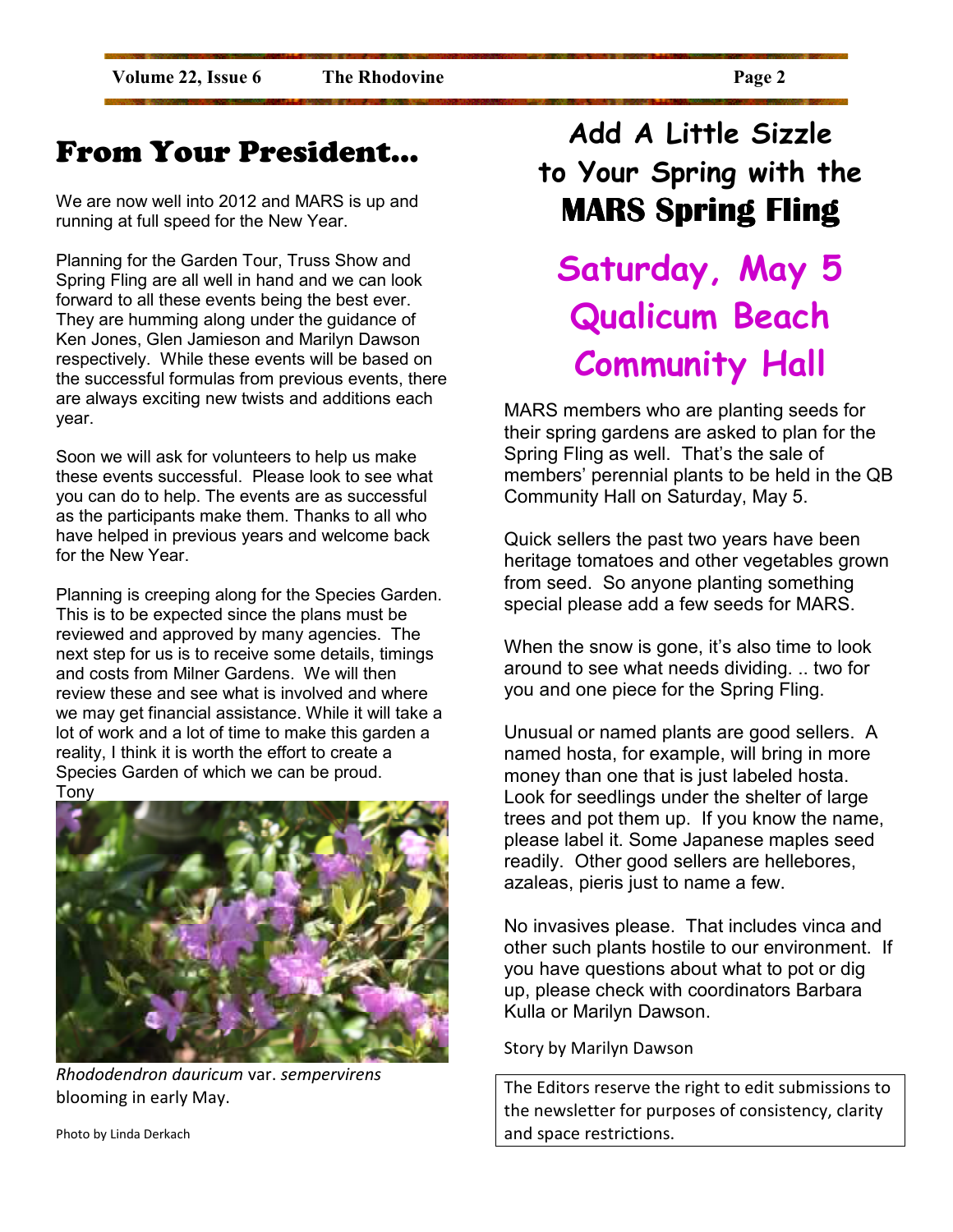# From Your President…

We are now well into 2012 and MARS is up and running at full speed for the New Year.

Planning for the Garden Tour, Truss Show and Spring Fling are all well in hand and we can look forward to all these events being the best ever. They are humming along under the guidance of Ken Jones, Glen Jamieson and Marilyn Dawson respectively. While these events will be based on the successful formulas from previous events, there are always exciting new twists and additions each year.

Soon we will ask for volunteers to help us make these events successful. Please look to see what you can do to help. The events are as successful as the participants make them. Thanks to all who have helped in previous years and welcome back for the New Year.

Planning is creeping along for the Species Garden. This is to be expected since the plans must be reviewed and approved by many agencies. The next step for us is to receive some details, timings and costs from Milner Gardens. We will then review these and see what is involved and where we may get financial assistance. While it will take a lot of work and a lot of time to make this garden a reality, I think it is worth the effort to create a Species Garden of which we can be proud.

Tony

*Rhododendron dauricum* var. *sempervirens* blooming in early May.

Photo by Linda Derkach

# Add A Little Sizzle to Your Spring with the MARS Spring Fling

## Saturday, May 5
## Qualicum Beach Community Hall

MARS members who are planting seeds for their spring gardens are asked to plan for the Spring Fling as well. That's the sale of members' perennial plants to be held in the QB Community Hall on Saturday, May 5.

Quick sellers the past two years have been heritage tomatoes and other vegetables grown from seed. So anyone planting something special please add a few seeds for MARS.

When the snow is gone, it's also time to look around to see what needs dividing. .. two for you and one piece for the Spring Fling.

Unusual or named plants are good sellers. A named hosta, for example, will bring in more money than one that is just labeled hosta. Look for seedlings under the shelter of large trees and pot them up. If you know the name, please label it. Some Japanese maples seed readily. Other good sellers are hellebores, azaleas, pieris just to name a few.

No invasives please. That includes vinca and other such plants hostile to our environment. If you have questions about what to pot or dig up, please check with coordinators Barbara Kulla or Marilyn Dawson.

Story by Marilyn Dawson

The Editors reserve the right to edit submissions to the newsletter for purposes of consistency, clarity and space restrictions.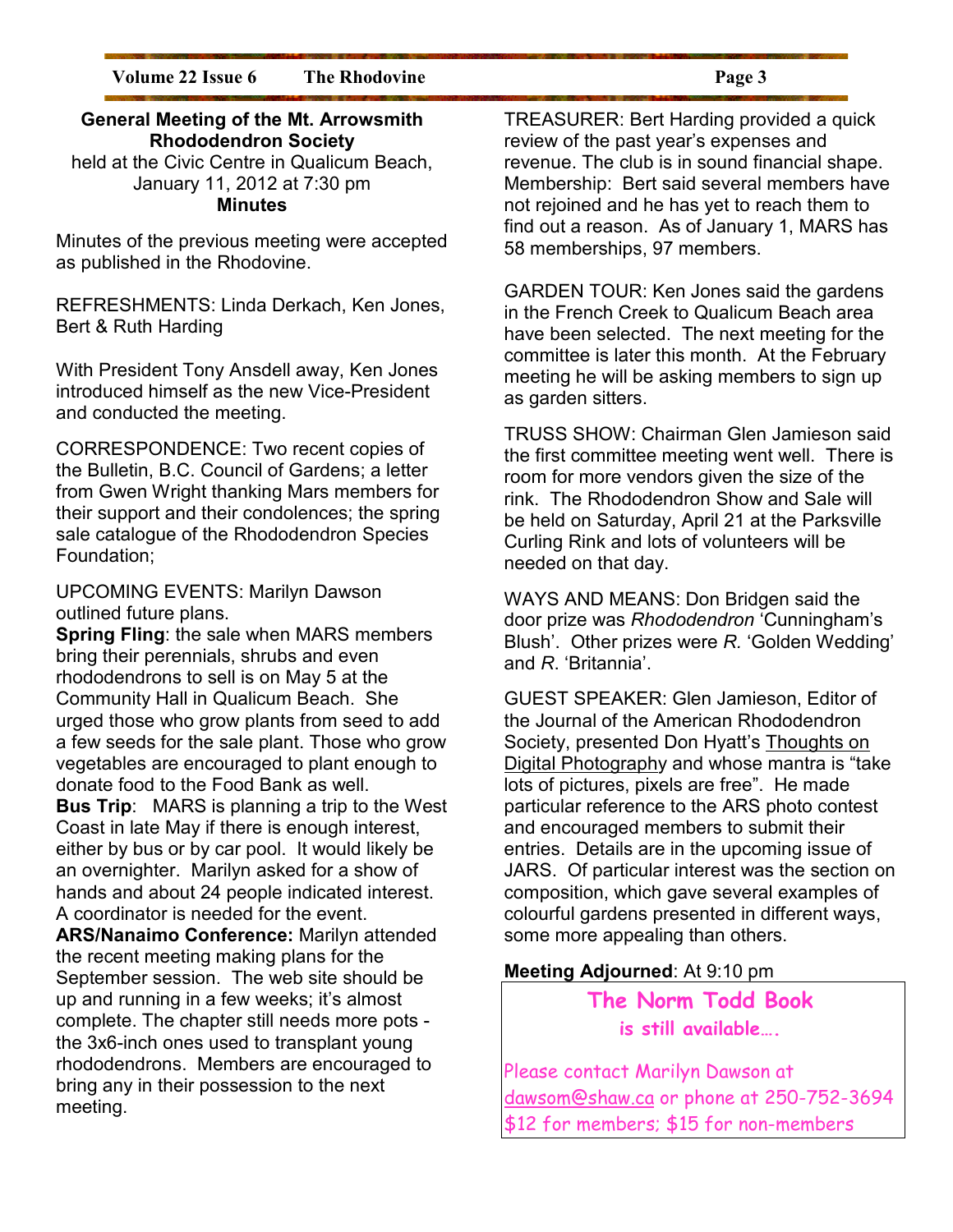**General Meeting of the Mt. Arrowsmith Rhododendron Society**
held at the Civic Centre in Qualicum Beach, January 11, 2012 at 7:30 pm
**Minutes**

Minutes of the previous meeting were accepted as published in the Rhodovine.

REFRESHMENTS: Linda Derkach, Ken Jones, Bert & Ruth Harding

With President Tony Ansdell away, Ken Jones introduced himself as the new Vice-President and conducted the meeting.

CORRESPONDENCE: Two recent copies of the Bulletin, B.C. Council of Gardens; a letter from Gwen Wright thanking Mars members for their support and their condolences; the spring sale catalogue of the Rhododendron Species Foundation;

UPCOMING EVENTS: Marilyn Dawson outlined future plans.
**Spring Fling**: the sale when MARS members bring their perennials, shrubs and even rhododendrons to sell is on May 5 at the Community Hall in Qualicum Beach. She urged those who grow plants from seed to add a few seeds for the sale plant. Those who grow vegetables are encouraged to plant enough to donate food to the Food Bank as well.
**Bus Trip**: MARS is planning a trip to the West Coast in late May if there is enough interest, either by bus or by car pool. It would likely be an overnighter. Marilyn asked for a show of hands and about 24 people indicated interest. A coordinator is needed for the event.
**ARS/Nanaimo Conference:** Marilyn attended the recent meeting making plans for the September session. The web site should be up and running in a few weeks; it's almost complete. The chapter still needs more pots - the 3x6-inch ones used to transplant young rhododendrons. Members are encouraged to bring any in their possession to the next meeting.

TREASURER: Bert Harding provided a quick review of the past year's expenses and revenue. The club is in sound financial shape. Membership: Bert said several members have not rejoined and he has yet to reach them to find out a reason. As of January 1, MARS has 58 memberships, 97 members.

GARDEN TOUR: Ken Jones said the gardens in the French Creek to Qualicum Beach area have been selected. The next meeting for the committee is later this month. At the February meeting he will be asking members to sign up as garden sitters.

TRUSS SHOW: Chairman Glen Jamieson said the first committee meeting went well. There is room for more vendors given the size of the rink. The Rhododendron Show and Sale will be held on Saturday, April 21 at the Parksville Curling Rink and lots of volunteers will be needed on that day.

WAYS AND MEANS: Don Bridgen said the door prize was *Rhododendron* 'Cunningham's Blush'. Other prizes were *R.* 'Golden Wedding' and *R*. 'Britannia'.

GUEST SPEAKER: Glen Jamieson, Editor of the Journal of the American Rhododendron Society, presented Don Hyatt's Thoughts on Digital Photography and whose mantra is "take lots of pictures, pixels are free". He made particular reference to the ARS photo contest and encouraged members to submit their entries. Details are in the upcoming issue of JARS. Of particular interest was the section on composition, which gave several examples of colourful gardens presented in different ways, some more appealing than others.

**Meeting Adjourned**: At 9:10 pm

**The Norm Todd Book**
**is still available….**

Please contact Marilyn Dawson at dawsom@shaw.ca or phone at 250-752-3694
$12 for members; $15 for non-members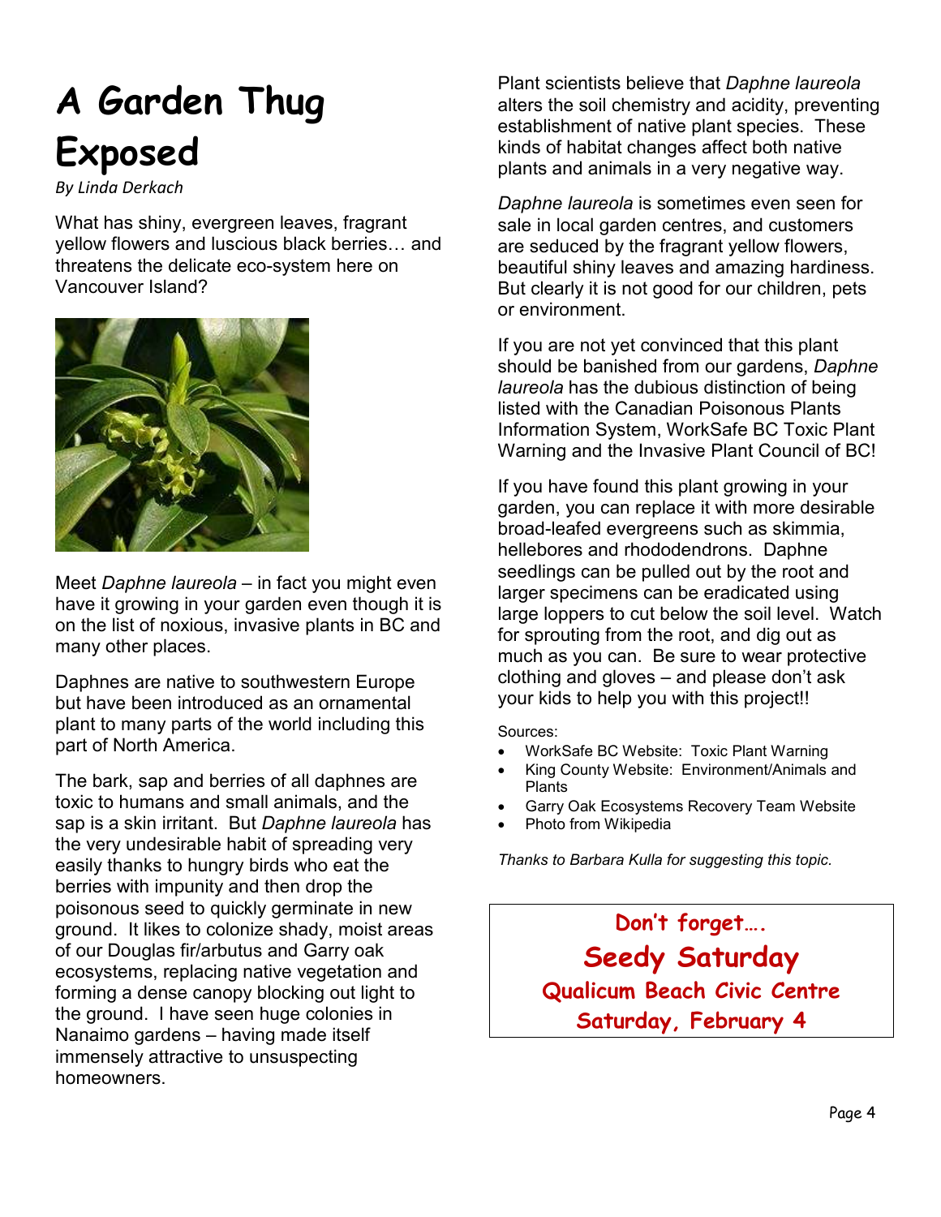# A Garden Thug Exposed

*By Linda Derkach*

What has shiny, evergreen leaves, fragrant yellow flowers and luscious black berries… and threatens the delicate eco-system here on Vancouver Island?

Meet *Daphne laureola* – in fact you might even have it growing in your garden even though it is on the list of noxious, invasive plants in BC and many other places.

Daphnes are native to southwestern Europe but have been introduced as an ornamental plant to many parts of the world including this part of North America.

The bark, sap and berries of all daphnes are toxic to humans and small animals, and the sap is a skin irritant. But *Daphne laureola* has the very undesirable habit of spreading very easily thanks to hungry birds who eat the berries with impunity and then drop the poisonous seed to quickly germinate in new ground. It likes to colonize shady, moist areas of our Douglas fir/arbutus and Garry oak ecosystems, replacing native vegetation and forming a dense canopy blocking out light to the ground. I have seen huge colonies in Nanaimo gardens – having made itself immensely attractive to unsuspecting homeowners.

Plant scientists believe that *Daphne laureola* alters the soil chemistry and acidity, preventing establishment of native plant species. These kinds of habitat changes affect both native plants and animals in a very negative way.

*Daphne laureola* is sometimes even seen for sale in local garden centres, and customers are seduced by the fragrant yellow flowers, beautiful shiny leaves and amazing hardiness. But clearly it is not good for our children, pets or environment.

If you are not yet convinced that this plant should be banished from our gardens, *Daphne laureola* has the dubious distinction of being listed with the Canadian Poisonous Plants Information System, WorkSafe BC Toxic Plant Warning and the Invasive Plant Council of BC!

If you have found this plant growing in your garden, you can replace it with more desirable broad-leafed evergreens such as skimmia, hellebores and rhododendrons. Daphne seedlings can be pulled out by the root and larger specimens can be eradicated using large loppers to cut below the soil level. Watch for sprouting from the root, and dig out as much as you can. Be sure to wear protective clothing and gloves – and please don't ask your kids to help you with this project!!

Sources:

- WorkSafe BC Website: Toxic Plant Warning
- King County Website: Environment/Animals and Plants
- Garry Oak Ecosystems Recovery Team Website
- Photo from Wikipedia

*Thanks to Barbara Kulla for suggesting this topic.*

**Don't forget….**

**Seedy Saturday**

**Qualicum Beach Civic Centre**

**Saturday, February 4**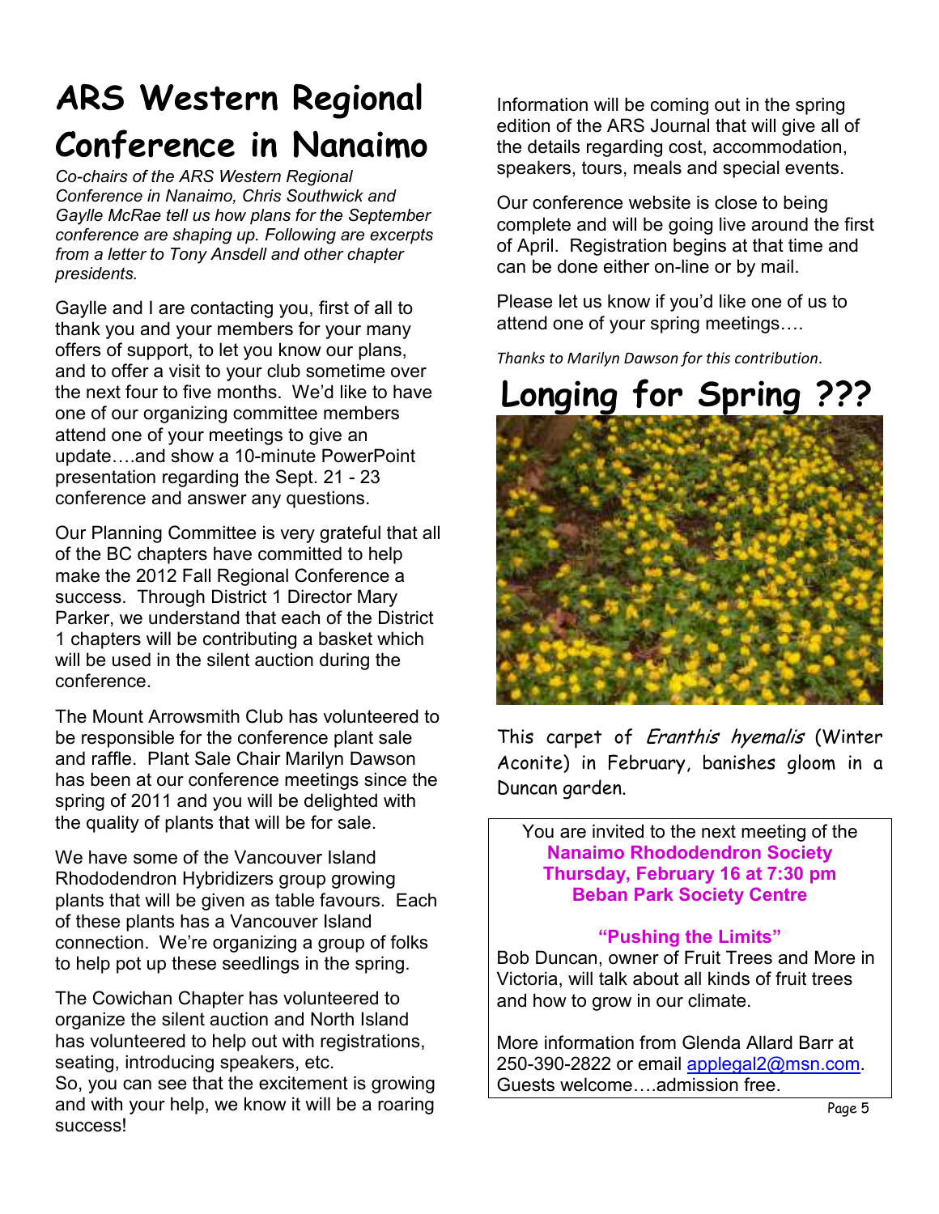# ARS Western Regional Conference in Nanaimo

*Co-chairs of the ARS Western Regional Conference in Nanaimo, Chris Southwick and Gaylle McRae tell us how plans for the September conference are shaping up. Following are excerpts from a letter to Tony Ansdell and other chapter presidents.*

Gaylle and I are contacting you, first of all to thank you and your members for your many offers of support, to let you know our plans, and to offer a visit to your club sometime over the next four to five months. We'd like to have one of our organizing committee members attend one of your meetings to give an update….and show a 10-minute PowerPoint presentation regarding the Sept. 21 - 23 conference and answer any questions.

Our Planning Committee is very grateful that all of the BC chapters have committed to help make the 2012 Fall Regional Conference a success. Through District 1 Director Mary Parker, we understand that each of the District 1 chapters will be contributing a basket which will be used in the silent auction during the conference.

The Mount Arrowsmith Club has volunteered to be responsible for the conference plant sale and raffle. Plant Sale Chair Marilyn Dawson has been at our conference meetings since the spring of 2011 and you will be delighted with the quality of plants that will be for sale.

We have some of the Vancouver Island Rhododendron Hybridizers group growing plants that will be given as table favours. Each of these plants has a Vancouver Island connection. We're organizing a group of folks to help pot up these seedlings in the spring.

The Cowichan Chapter has volunteered to organize the silent auction and North Island has volunteered to help out with registrations, seating, introducing speakers, etc.
So, you can see that the excitement is growing and with your help, we know it will be a roaring success!

Information will be coming out in the spring edition of the ARS Journal that will give all of the details regarding cost, accommodation, speakers, tours, meals and special events.

Our conference website is close to being complete and will be going live around the first of April. Registration begins at that time and can be done either on-line or by mail.

Please let us know if you'd like one of us to attend one of your spring meetings….

*Thanks to Marilyn Dawson for this contribution.*

# Longing for Spring ???

This carpet of *Eranthis hyemalis* (Winter Aconite) in February, banishes gloom in a Duncan garden.

You are invited to the next meeting of the
**Nanaimo Rhododendron Society**
**Thursday, February 16 at 7:30 pm**
**Beban Park Society Centre**

**"Pushing the Limits"**
Bob Duncan, owner of Fruit Trees and More in Victoria, will talk about all kinds of fruit trees and how to grow in our climate.

More information from Glenda Allard Barr at 250-390-2822 or email applegal2@msn.com.
Guests welcome….admission free.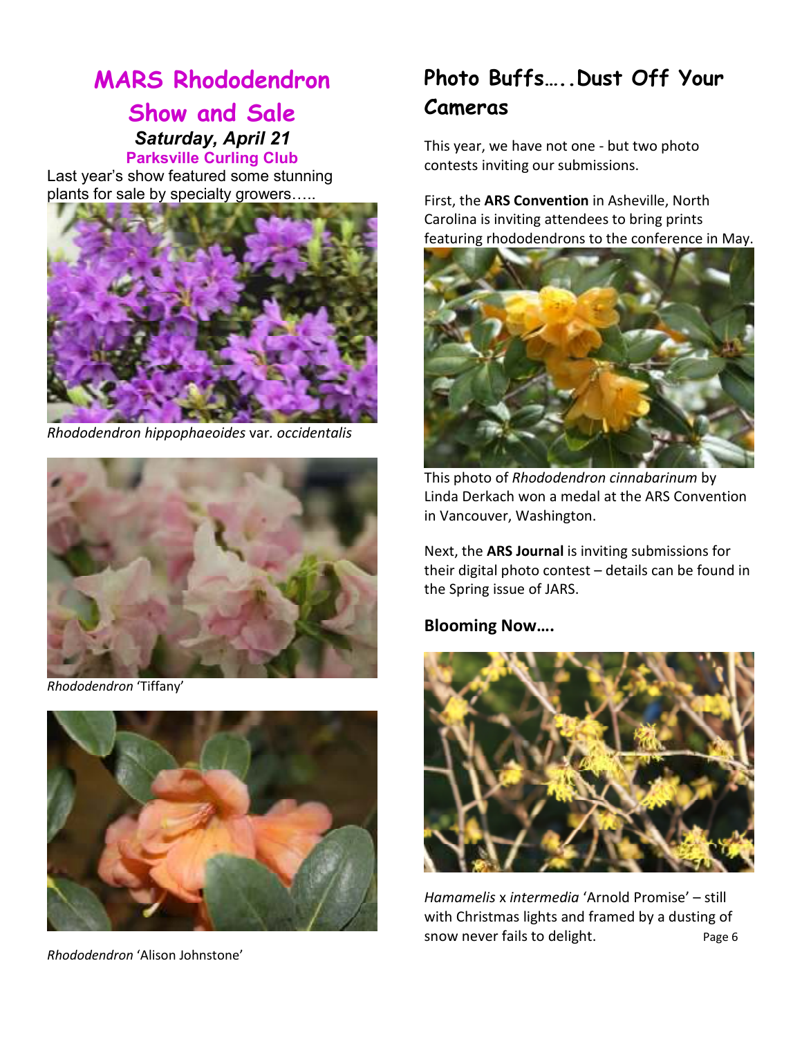# MARS Rhododendron Show and Sale

***Saturday, April 21***

**Parksville Curling Club**

Last year's show featured some stunning plants for sale by specialty growers…..

*Rhododendron hippophaeoides* var. *occidentalis*

*Rhododendron* 'Tiffany'

*Rhododendron* 'Alison Johnstone'

# Photo Buffs…..Dust Off Your Cameras

This year, we have not one - but two photo contests inviting our submissions.

First, the **ARS Convention** in Asheville, North Carolina is inviting attendees to bring prints featuring rhododendrons to the conference in May.

This photo of *Rhododendron cinnabarinum* by Linda Derkach won a medal at the ARS Convention in Vancouver, Washington.

Next, the **ARS Journal** is inviting submissions for their digital photo contest – details can be found in the Spring issue of JARS.

## Blooming Now….

*Hamamelis* x *intermedia* 'Arnold Promise' – still with Christmas lights and framed by a dusting of snow never fails to delight.